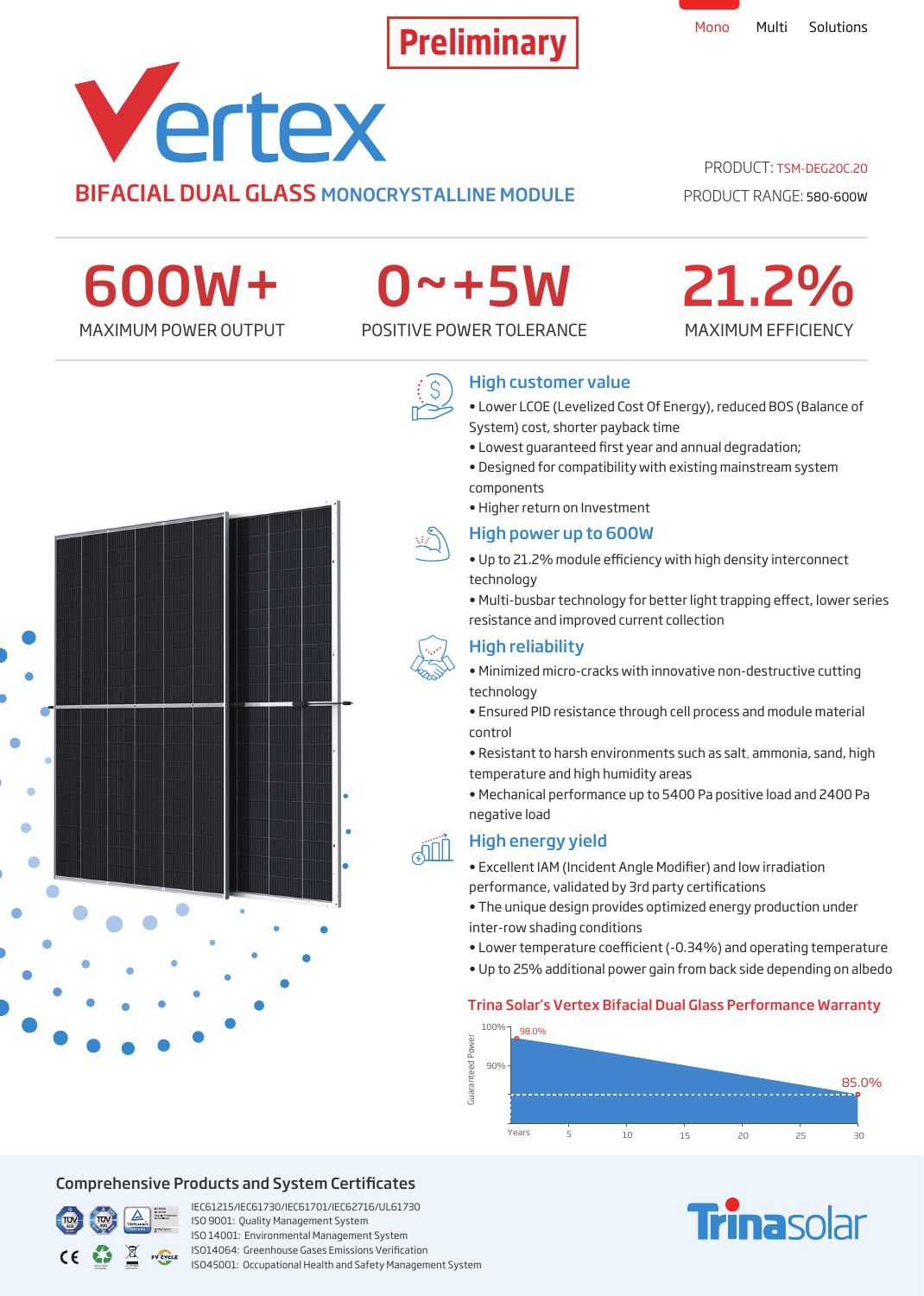Preliminary

Mono Multi Solutions

# Vertex

## BIFACIAL DUAL GLASS MONOCRYSTALLINE MODULE

PRODUCT: TSM-DEG20C.20

PRODUCT RANGE: 580-600W

| 600W+ | 0~+5W | 21.2% |
|---|---|---|
| MAXIMUM POWER OUTPUT | POSITIVE POWER TOLERANCE | MAXIMUM EFFICIENCY |

### High customer value

- Lower LCOE (Levelized Cost Of Energy), reduced BOS (Balance of System) cost, shorter payback time
- Lowest guaranteed first year and annual degradation;
- Designed for compatibility with existing mainstream system components
- Higher return on Investment

### High power up to 600W

- Up to 21.2% module efficiency with high density interconnect technology
- Multi-busbar technology for better light trapping effect, lower series resistance and improved current collection

### High reliability

- Minimized micro-cracks with innovative non-destructive cutting technology
- Ensured PID resistance through cell process and module material control
- Resistant to harsh environments such as salt, ammonia, sand, high temperature and high humidity areas
- Mechanical performance up to 5400 Pa positive load and 2400 Pa negative load

### High energy yield

- Excellent IAM (Incident Angle Modifier) and low irradiation performance, validated by 3rd party certifications
- The unique design provides optimized energy production under inter-row shading conditions
- Lower temperature coefficient (-0.34%) and operating temperature
- Up to 25% additional power gain from back side depending on albedo

### Trina Solar's Vertex Bifacial Dual Glass Performance Warranty

Guaranteed Power: 100%, 90%; 98.0% (start), 85.0% (year 30)

Years: 5, 10, 15, 20, 25, 30

## Comprehensive Products and System Certificates

IEC61215/IEC61730/IEC61701/IEC62716/UL61730
ISO 9001: Quality Management System
ISO 14001: Environmental Management System
ISO14064: Greenhouse Gases Emissions Verification
ISO45001: Occupational Health and Safety Management System

Trinasolar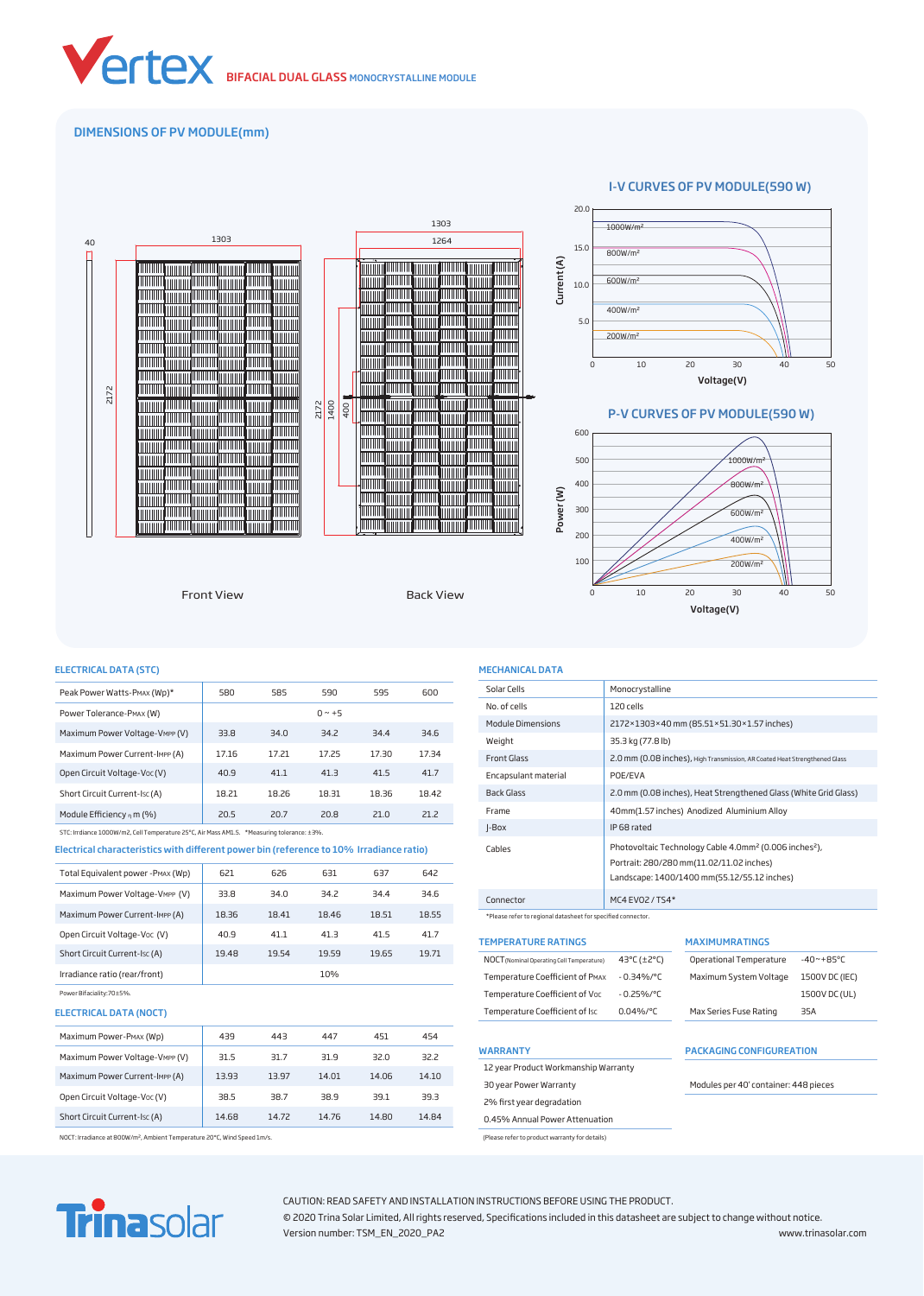# Vertex BIFACIAL DUAL GLASS MONOCRYSTALLINE MODULE

## DIMENSIONS OF PV MODULE(mm)

40
1303
2172

1303
1264
2172
1400
400

Front View

Back View

## I-V CURVES OF PV MODULE(590 W)

Current(A)
20.0
15.0
10.0
5.0
0
1000W/m²
800W/m²
600W/m²
400W/m²
200W/m²
0 10 20 30 40 50
Voltage(V)

## P-V CURVES OF PV MODULE(590 W)

Power(W)
600
500
400
300
200
100
0
1000W/m²
800W/m²
600W/m²
400W/m²
200W/m²
0 10 20 30 40 50
Voltage(V)

## ELECTRICAL DATA (STC)

| | | | | | |
|---|---|---|---|---|---|
| Peak Power Watts-PMAX (Wp)* | 580 | 585 | 590 | 595 | 600 |
| Power Tolerance-PMAX (W) | | | 0 ~ +5 | | |
| Maximum Power Voltage-VMPP (V) | 33.8 | 34.0 | 34.2 | 34.4 | 34.6 |
| Maximum Power Current-IMPP (A) | 17.16 | 17.21 | 17.25 | 17.30 | 17.34 |
| Open Circuit Voltage-Voc (V) | 40.9 | 41.1 | 41.3 | 41.5 | 41.7 |
| Short Circuit Current-Isc (A) | 18.21 | 18.26 | 18.31 | 18.36 | 18.42 |
| Module Efficiency η m (%) | 20.5 | 20.7 | 20.8 | 21.0 | 21.2 |

STC: Irrdiance 1000W/m2, Cell Temperature 25°C, Air Mass AM1.5. *Measuring tolerance: ±3%.

### Electrical characteristics with different power bin (reference to 10% Irradiance ratio)

| | | | | | |
|---|---|---|---|---|---|
| Total Equivalent power -PMAX (Wp) | 621 | 626 | 631 | 637 | 642 |
| Maximum Power Voltage-VMPP (V) | 33.8 | 34.0 | 34.2 | 34.4 | 34.6 |
| Maximum Power Current-IMPP (A) | 18.36 | 18.41 | 18.46 | 18.51 | 18.55 |
| Open Circuit Voltage-Voc (V) | 40.9 | 41.1 | 41.3 | 41.5 | 41.7 |
| Short Circuit Current-Isc (A) | 19.48 | 19.54 | 19.59 | 19.65 | 19.71 |
| Irradiance ratio (rear/front) | | | 10% | | |

Power Bifaciality:70±5%.

## ELECTRICAL DATA (NOCT)

| | | | | | |
|---|---|---|---|---|---|
| Maximum Power-PMAX (Wp) | 439 | 443 | 447 | 451 | 454 |
| Maximum Power Voltage-VMPP (V) | 31.5 | 31.7 | 31.9 | 32.0 | 32.2 |
| Maximum Power Current-IMPP (A) | 13.93 | 13.97 | 14.01 | 14.06 | 14.10 |
| Open Circuit Voltage-Voc (V) | 38.5 | 38.7 | 38.9 | 39.1 | 39.3 |
| Short Circuit Current-Isc (A) | 14.68 | 14.72 | 14.76 | 14.80 | 14.84 |

NOCT: Irradiance at 800W/m², Ambient Temperature 20°C, Wind Speed 1m/s.

## MECHANICAL DATA

| | |
|---|---|
| Solar Cells | Monocrystalline |
| No. of cells | 120 cells |
| Module Dimensions | 2172×1303×40 mm (85.51×51.30×1.57 inches) |
| Weight | 35.3 kg (77.8 lb) |
| Front Glass | 2.0 mm (0.08 inches), High Transmission, AR Coated Heat Strengthened Glass |
| Encapsulant material | POE/EVA |
| Back Glass | 2.0 mm (0.08 inches), Heat Strengthened Glass (White Grid Glass) |
| Frame | 40mm(1.57 inches) Anodized Aluminium Alloy |
| J-Box | IP 68 rated |
| Cables | Photovoltaic Technology Cable 4.0mm² (0.006 inches²), Portrait: 280/280 mm(11.02/11.02 inches) Landscape: 1400/1400 mm(55.12/55.12 inches) |
| Connector | MC4 EVO2 / TS4* |

*Please refer to regional datasheet for specified connector.

## TEMPERATURE RATINGS

| | |
|---|---|
| NOCT (Nominal Operating Cell Temperature) | 43°C (±2°C) |
| Temperature Coefficient of PMAX | - 0.34%/°C |
| Temperature Coefficient of Voc | - 0.25%/°C |
| Temperature Coefficient of Isc | 0.04%/°C |

## MAXIMUMRATINGS

| | |
|---|---|
| Operational Temperature | -40~+85°C |
| Maximum System Voltage | 1500V DC (IEC) |
| | 1500V DC (UL) |
| Max Series Fuse Rating | 35A |

## WARRANTY

12 year Product Workmanship Warranty

30 year Power Warranty

2% first year degradation

0.45% Annual Power Attenuation

(Please refer to product warranty for details)

## PACKAGING CONFIGUREATION

Modules per 40' container: 448 pieces

Trinasolar

CAUTION: READ SAFETY AND INSTALLATION INSTRUCTIONS BEFORE USING THE PRODUCT.
© 2020 Trina Solar Limited, All rights reserved, Specifications included in this datasheet are subject to change without notice.
Version number: TSM_EN_2020_PA2

www.trinasolar.com